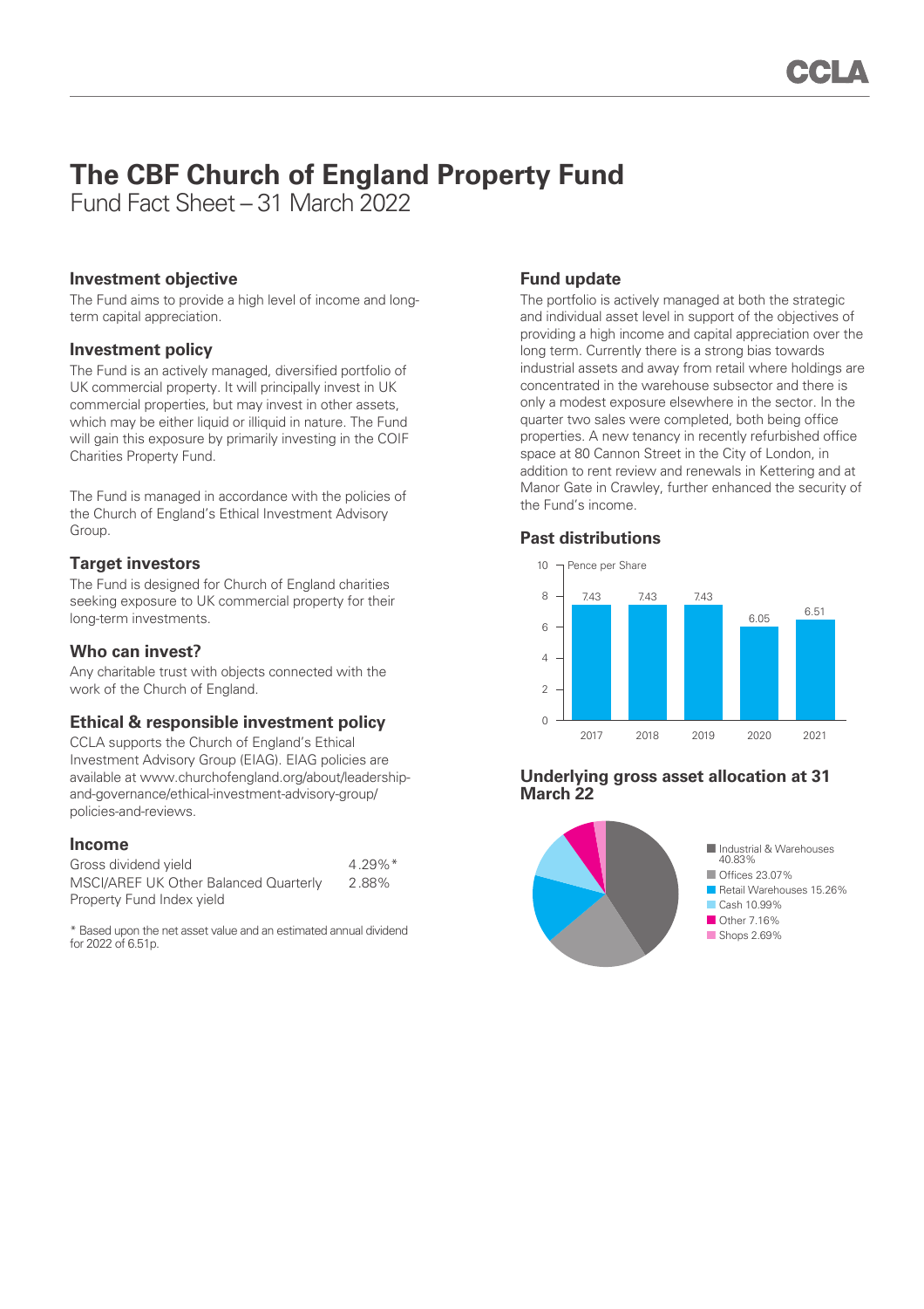# The CBF Church of England Property Fund

Fund Fact Sheet – 31 March 2022

## Investment objective

The Fund aims to provide a high level of income and long-term capital appreciation.

## Investment policy

The Fund is an actively managed, diversified portfolio of UK commercial property. It will principally invest in UK commercial properties, but may invest in other assets, which may be either liquid or illiquid in nature. The Fund will gain this exposure by primarily investing in the COIF Charities Property Fund.

The Fund is managed in accordance with the policies of the Church of England's Ethical Investment Advisory Group.

## Target investors

The Fund is designed for Church of England charities seeking exposure to UK commercial property for their long-term investments.

## Who can invest?

Any charitable trust with objects connected with the work of the Church of England.

## Ethical & responsible investment policy

CCLA supports the Church of England's Ethical Investment Advisory Group (EIAG). EIAG policies are available at www.churchofengland.org/about/leadership-and-governance/ethical-investment-advisory-group/policies-and-reviews.

## Income

| | |
|---|---|
| Gross dividend yield | 4.29%* |
| MSCI/AREF UK Other Balanced Quarterly Property Fund Index yield | 2.88% |

* Based upon the net asset value and an estimated annual dividend for 2022 of 6.51p.

## Fund update

The portfolio is actively managed at both the strategic and individual asset level in support of the objectives of providing a high income and capital appreciation over the long term. Currently there is a strong bias towards industrial assets and away from retail where holdings are concentrated in the warehouse subsector and there is only a modest exposure elsewhere in the sector. In the quarter two sales were completed, both being office properties. A new tenancy in recently refurbished office space at 80 Cannon Street in the City of London, in addition to rent review and renewals in Kettering and at Manor Gate in Crawley, further enhanced the security of the Fund's income.

## Past distributions

Pence per Share

| 2017 | 2018 | 2019 | 2020 | 2021 |
|---|---|---|---|---|
| 7.43 | 7.43 | 7.43 | 6.05 | 6.51 |

## Underlying gross asset allocation at 31 March 22

| Sector | % |
|---|---|
| Industrial & Warehouses | 40.83% |
| Offices | 23.07% |
| Retail Warehouses | 15.26% |
| Cash | 10.99% |
| Other | 7.16% |
| Shops | 2.69% |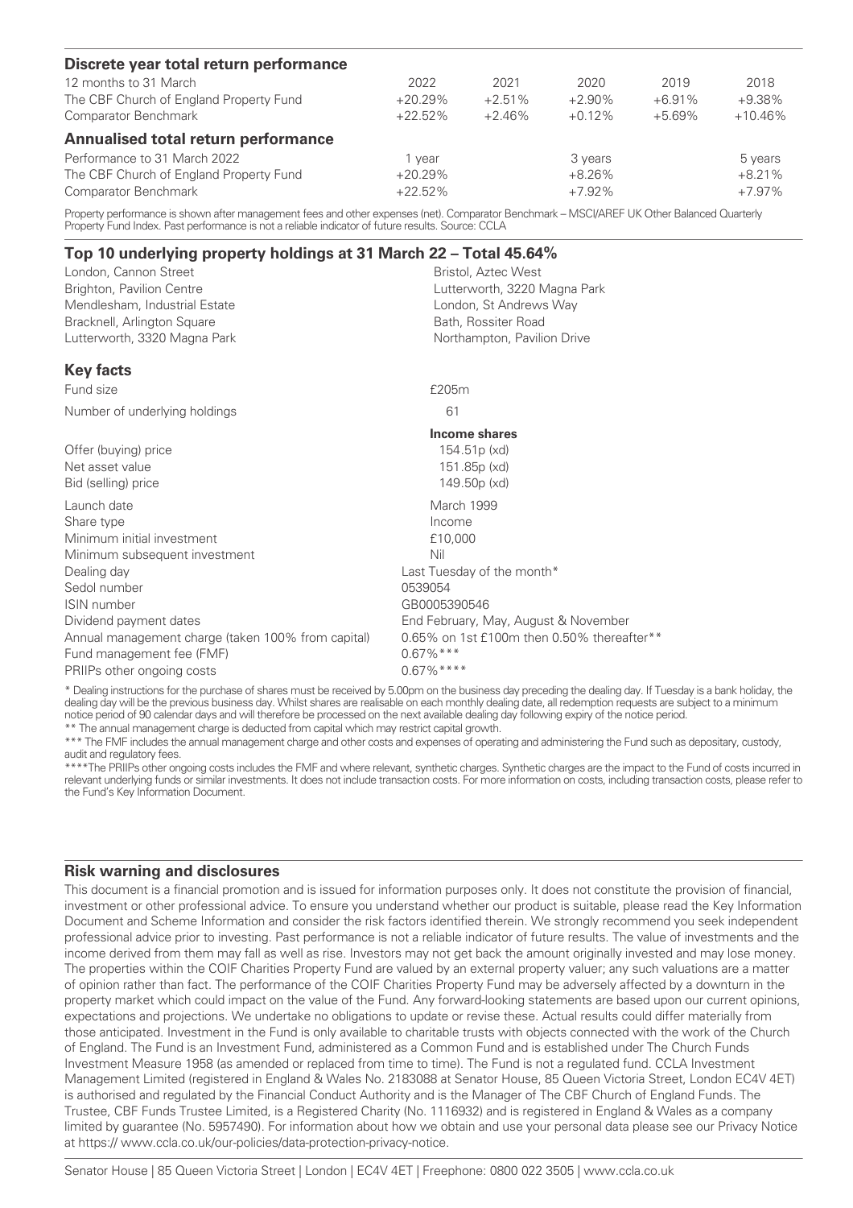## Discrete year total return performance

| 12 months to 31 March | 2022 | 2021 | 2020 | 2019 | 2018 |
|---|---|---|---|---|---|
| The CBF Church of England Property Fund | +20.29% | +2.51% | +2.90% | +6.91% | +9.38% |
| Comparator Benchmark | +22.52% | +2.46% | +0.12% | +5.69% | +10.46% |

## Annualised total return performance

| Performance to 31 March 2022 | 1 year | 3 years | 5 years |
|---|---|---|---|
| The CBF Church of England Property Fund | +20.29% | +8.26% | +8.21% |
| Comparator Benchmark | +22.52% | +7.92% | +7.97% |

Property performance is shown after management fees and other expenses (net). Comparator Benchmark – MSCI/AREF UK Other Balanced Quarterly Property Fund Index. Past performance is not a reliable indicator of future results. Source: CCLA

## Top 10 underlying property holdings at 31 March 22 – Total 45.64%

- London, Cannon Street
- Brighton, Pavilion Centre
- Mendlesham, Industrial Estate
- Bracknell, Arlington Square
- Lutterworth, 3320 Magna Park
- Bristol, Aztec West
- Lutterworth, 3220 Magna Park
- London, St Andrews Way
- Bath, Rossiter Road
- Northampton, Pavilion Drive

## Key facts

| | |
|---|---|
| Fund size | £205m |
| Number of underlying holdings | 61 |
| | **Income shares** |
| Offer (buying) price | 154.51p (xd) |
| Net asset value | 151.85p (xd) |
| Bid (selling) price | 149.50p (xd) |
| Launch date | March 1999 |
| Share type | Income |
| Minimum initial investment | £10,000 |
| Minimum subsequent investment | Nil |
| Dealing day | Last Tuesday of the month* |
| Sedol number | 0539054 |
| ISIN number | GB0005390546 |
| Dividend payment dates | End February, May, August & November |
| Annual management charge (taken 100% from capital) | 0.65% on 1st £100m then 0.50% thereafter** |
| Fund management fee (FMF) | 0.67%*** |
| PRIIPs other ongoing costs | 0.67%**** |

* Dealing instructions for the purchase of shares must be received by 5.00pm on the business day preceding the dealing day. If Tuesday is a bank holiday, the dealing day will be the previous business day. Whilst shares are realisable on each monthly dealing date, all redemption requests are subject to a minimum notice period of 90 calendar days and will therefore be processed on the next available dealing day following expiry of the notice period.

** The annual management charge is deducted from capital which may restrict capital growth.

*** The FMF includes the annual management charge and other costs and expenses of operating and administering the Fund such as depositary, custody, audit and regulatory fees.

****The PRIIPs other ongoing costs includes the FMF and where relevant, synthetic charges. Synthetic charges are the impact to the Fund of costs incurred in relevant underlying funds or similar investments. It does not include transaction costs. For more information on costs, including transaction costs, please refer to the Fund's Key Information Document.

## Risk warning and disclosures

This document is a financial promotion and is issued for information purposes only. It does not constitute the provision of financial, investment or other professional advice. To ensure you understand whether our product is suitable, please read the Key Information Document and Scheme Information and consider the risk factors identified therein. We strongly recommend you seek independent professional advice prior to investing. Past performance is not a reliable indicator of future results. The value of investments and the income derived from them may fall as well as rise. Investors may not get back the amount originally invested and may lose money. The properties within the COIF Charities Property Fund are valued by an external property valuer; any such valuations are a matter of opinion rather than fact. The performance of the COIF Charities Property Fund may be adversely affected by a downturn in the property market which could impact on the value of the Fund. Any forward-looking statements are based upon our current opinions, expectations and projections. We undertake no obligations to update or revise these. Actual results could differ materially from those anticipated. Investment in the Fund is only available to charitable trusts with objects connected with the work of the Church of England. The Fund is an Investment Fund, administered as a Common Fund and is established under The Church Funds Investment Measure 1958 (as amended or replaced from time to time). The Fund is not a regulated fund. CCLA Investment Management Limited (registered in England & Wales No. 2183088 at Senator House, 85 Queen Victoria Street, London EC4V 4ET) is authorised and regulated by the Financial Conduct Authority and is the Manager of The CBF Church of England Funds. The Trustee, CBF Funds Trustee Limited, is a Registered Charity (No. 1116932) and is registered in England & Wales as a company limited by guarantee (No. 5957490). For information about how we obtain and use your personal data please see our Privacy Notice at https:// www.ccla.co.uk/our-policies/data-protection-privacy-notice.

Senator House | 85 Queen Victoria Street | London | EC4V 4ET | Freephone: 0800 022 3505 | www.ccla.co.uk